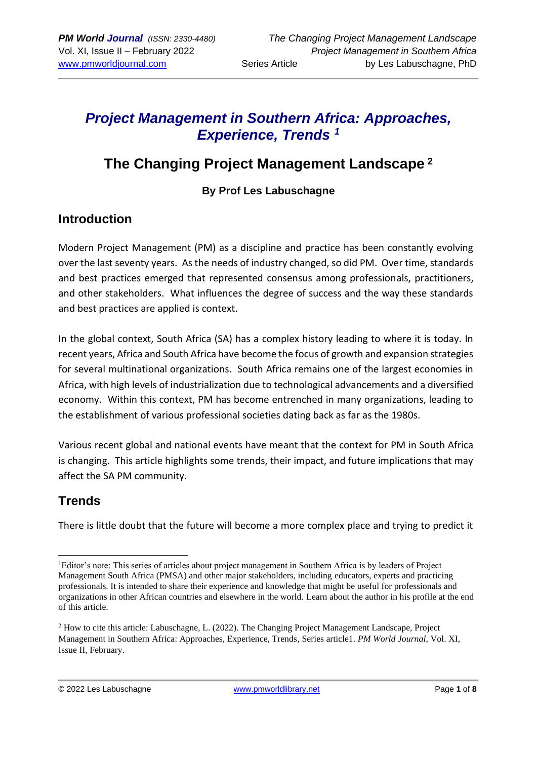# *Project Management in Southern Africa: Approaches, Experience, Trends* [1]

## The Changing Project Management Landscape [2]

### By Prof Les Labuschagne

## Introduction

Modern Project Management (PM) as a discipline and practice has been constantly evolving over the last seventy years. As the needs of industry changed, so did PM. Over time, standards and best practices emerged that represented consensus among professionals, practitioners, and other stakeholders. What influences the degree of success and the way these standards and best practices are applied is context.

In the global context, South Africa (SA) has a complex history leading to where it is today. In recent years, Africa and South Africa have become the focus of growth and expansion strategies for several multinational organizations. South Africa remains one of the largest economies in Africa, with high levels of industrialization due to technological advancements and a diversified economy. Within this context, PM has become entrenched in many organizations, leading to the establishment of various professional societies dating back as far as the 1980s.

Various recent global and national events have meant that the context for PM in South Africa is changing. This article highlights some trends, their impact, and future implications that may affect the SA PM community.

## Trends

There is little doubt that the future will become a more complex place and trying to predict it

---

[1] Editor's note: This series of articles about project management in Southern Africa is by leaders of Project Management South Africa (PMSA) and other major stakeholders, including educators, experts and practicing professionals. It is intended to share their experience and knowledge that might be useful for professionals and organizations in other African countries and elsewhere in the world. Learn about the author in his profile at the end of this article.

[2] How to cite this article: Labuschagne, L. (2022). The Changing Project Management Landscape, Project Management in Southern Africa: Approaches, Experience, Trends, Series article1. *PM World Journal,* Vol. XI, Issue II, February.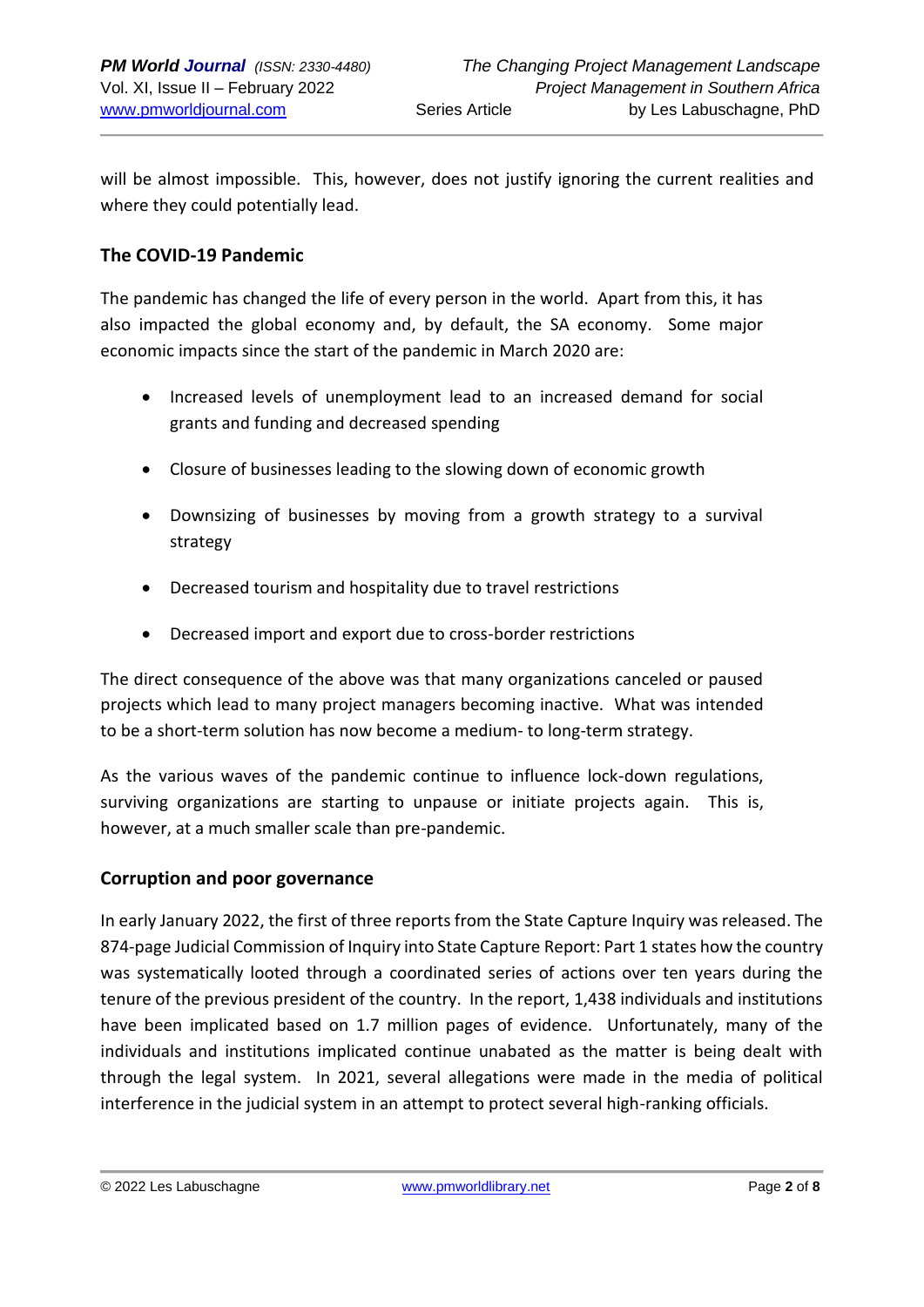will be almost impossible. This, however, does not justify ignoring the current realities and where they could potentially lead.

### The COVID-19 Pandemic

The pandemic has changed the life of every person in the world. Apart from this, it has also impacted the global economy and, by default, the SA economy. Some major economic impacts since the start of the pandemic in March 2020 are:

- Increased levels of unemployment lead to an increased demand for social grants and funding and decreased spending
- Closure of businesses leading to the slowing down of economic growth
- Downsizing of businesses by moving from a growth strategy to a survival strategy
- Decreased tourism and hospitality due to travel restrictions
- Decreased import and export due to cross-border restrictions

The direct consequence of the above was that many organizations canceled or paused projects which lead to many project managers becoming inactive. What was intended to be a short-term solution has now become a medium- to long-term strategy.

As the various waves of the pandemic continue to influence lock-down regulations, surviving organizations are starting to unpause or initiate projects again. This is, however, at a much smaller scale than pre-pandemic.

### Corruption and poor governance

In early January 2022, the first of three reports from the State Capture Inquiry was released. The 874-page Judicial Commission of Inquiry into State Capture Report: Part 1 states how the country was systematically looted through a coordinated series of actions over ten years during the tenure of the previous president of the country. In the report, 1,438 individuals and institutions have been implicated based on 1.7 million pages of evidence. Unfortunately, many of the individuals and institutions implicated continue unabated as the matter is being dealt with through the legal system. In 2021, several allegations were made in the media of political interference in the judicial system in an attempt to protect several high-ranking officials.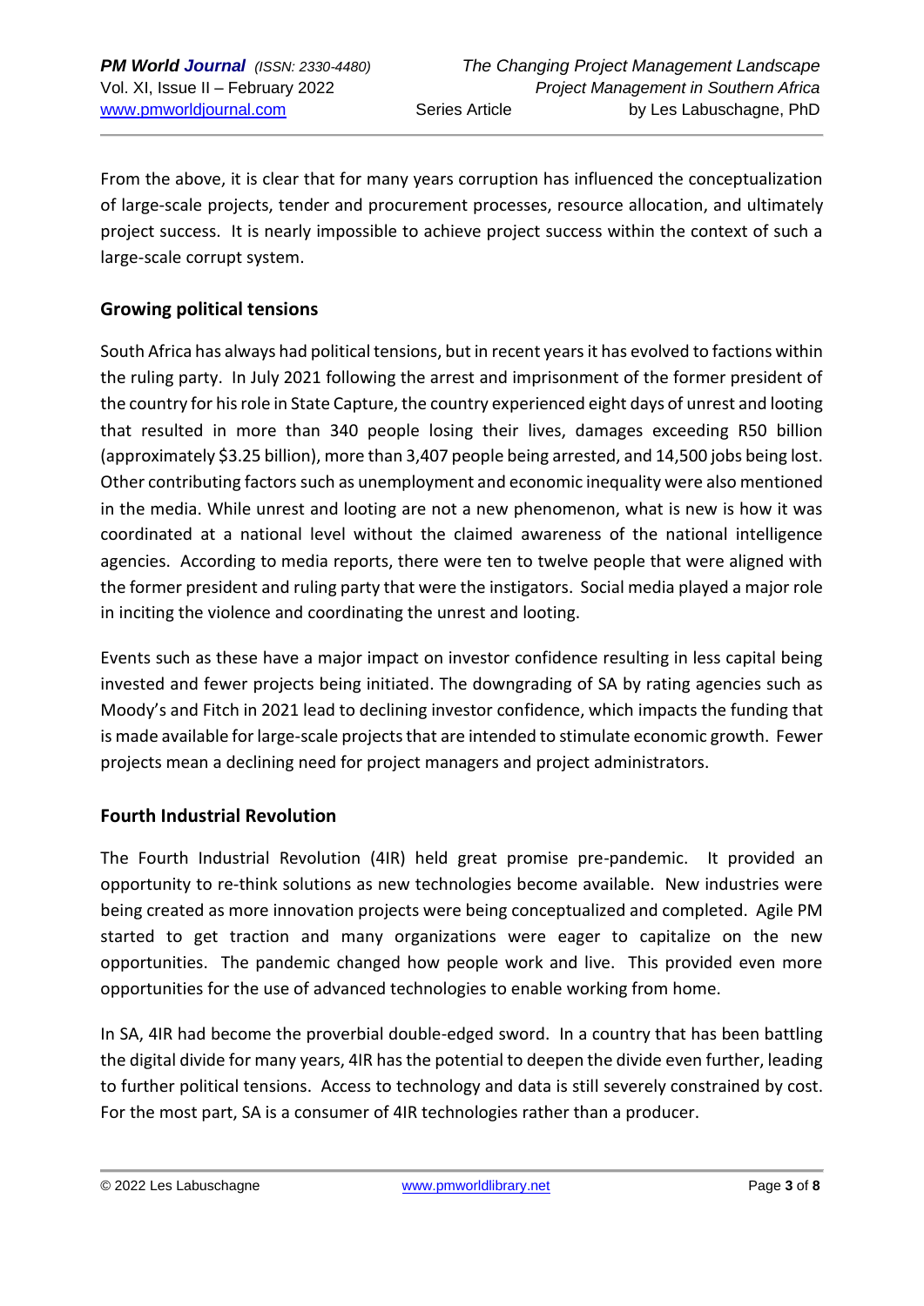From the above, it is clear that for many years corruption has influenced the conceptualization of large-scale projects, tender and procurement processes, resource allocation, and ultimately project success. It is nearly impossible to achieve project success within the context of such a large-scale corrupt system.

## Growing political tensions

South Africa has always had political tensions, but in recent years it has evolved to factions within the ruling party. In July 2021 following the arrest and imprisonment of the former president of the country for his role in State Capture, the country experienced eight days of unrest and looting that resulted in more than 340 people losing their lives, damages exceeding R50 billion (approximately $3.25 billion), more than 3,407 people being arrested, and 14,500 jobs being lost. Other contributing factors such as unemployment and economic inequality were also mentioned in the media. While unrest and looting are not a new phenomenon, what is new is how it was coordinated at a national level without the claimed awareness of the national intelligence agencies. According to media reports, there were ten to twelve people that were aligned with the former president and ruling party that were the instigators. Social media played a major role in inciting the violence and coordinating the unrest and looting.

Events such as these have a major impact on investor confidence resulting in less capital being invested and fewer projects being initiated. The downgrading of SA by rating agencies such as Moody's and Fitch in 2021 lead to declining investor confidence, which impacts the funding that is made available for large-scale projects that are intended to stimulate economic growth. Fewer projects mean a declining need for project managers and project administrators.

## Fourth Industrial Revolution

The Fourth Industrial Revolution (4IR) held great promise pre-pandemic. It provided an opportunity to re-think solutions as new technologies become available. New industries were being created as more innovation projects were being conceptualized and completed. Agile PM started to get traction and many organizations were eager to capitalize on the new opportunities. The pandemic changed how people work and live. This provided even more opportunities for the use of advanced technologies to enable working from home.

In SA, 4IR had become the proverbial double-edged sword. In a country that has been battling the digital divide for many years, 4IR has the potential to deepen the divide even further, leading to further political tensions. Access to technology and data is still severely constrained by cost. For the most part, SA is a consumer of 4IR technologies rather than a producer.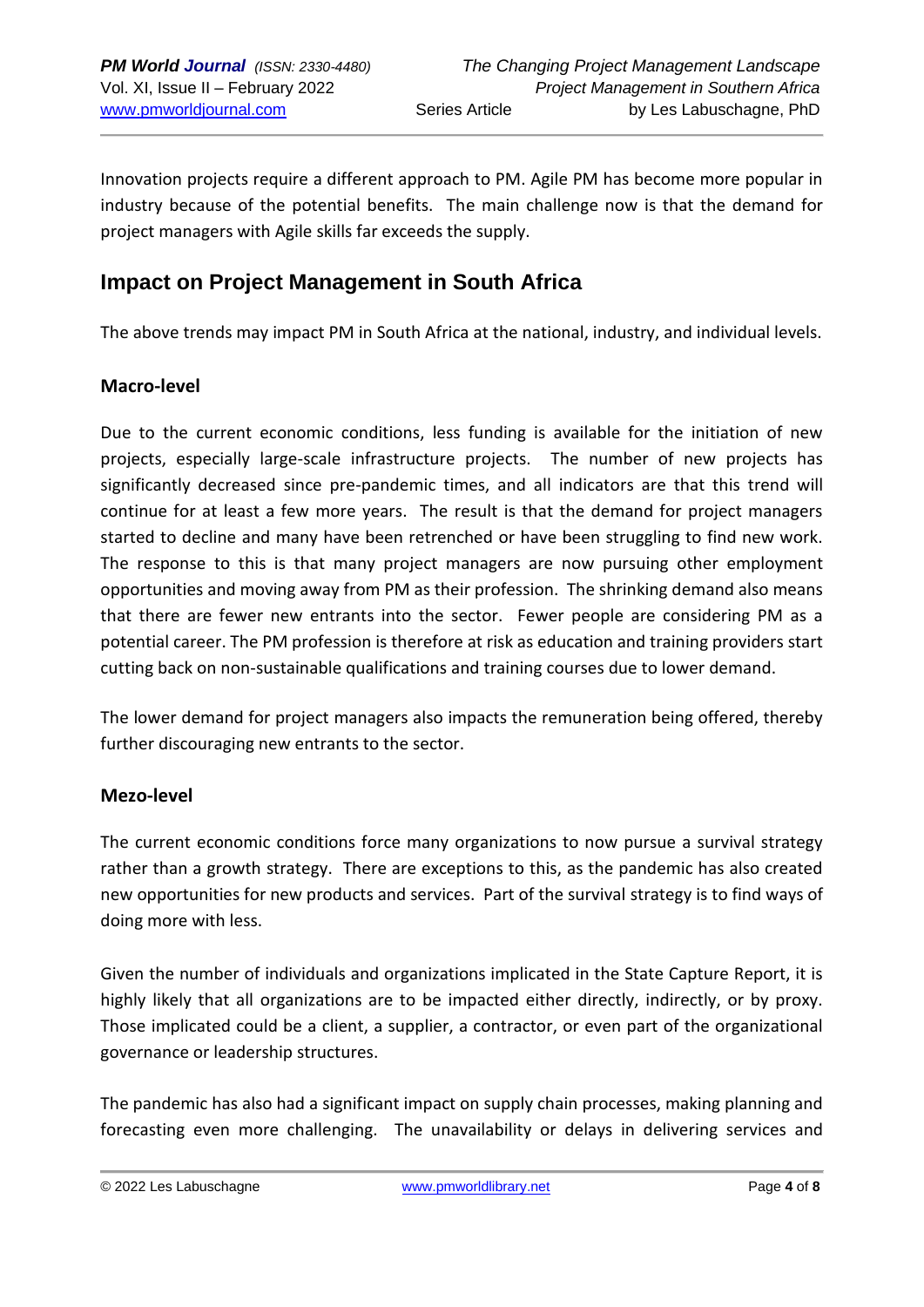Innovation projects require a different approach to PM. Agile PM has become more popular in industry because of the potential benefits. The main challenge now is that the demand for project managers with Agile skills far exceeds the supply.

## Impact on Project Management in South Africa

The above trends may impact PM in South Africa at the national, industry, and individual levels.

### Macro-level

Due to the current economic conditions, less funding is available for the initiation of new projects, especially large-scale infrastructure projects. The number of new projects has significantly decreased since pre-pandemic times, and all indicators are that this trend will continue for at least a few more years. The result is that the demand for project managers started to decline and many have been retrenched or have been struggling to find new work. The response to this is that many project managers are now pursuing other employment opportunities and moving away from PM as their profession. The shrinking demand also means that there are fewer new entrants into the sector. Fewer people are considering PM as a potential career. The PM profession is therefore at risk as education and training providers start cutting back on non-sustainable qualifications and training courses due to lower demand.

The lower demand for project managers also impacts the remuneration being offered, thereby further discouraging new entrants to the sector.

### Mezo-level

The current economic conditions force many organizations to now pursue a survival strategy rather than a growth strategy. There are exceptions to this, as the pandemic has also created new opportunities for new products and services. Part of the survival strategy is to find ways of doing more with less.

Given the number of individuals and organizations implicated in the State Capture Report, it is highly likely that all organizations are to be impacted either directly, indirectly, or by proxy. Those implicated could be a client, a supplier, a contractor, or even part of the organizational governance or leadership structures.

The pandemic has also had a significant impact on supply chain processes, making planning and forecasting even more challenging. The unavailability or delays in delivering services and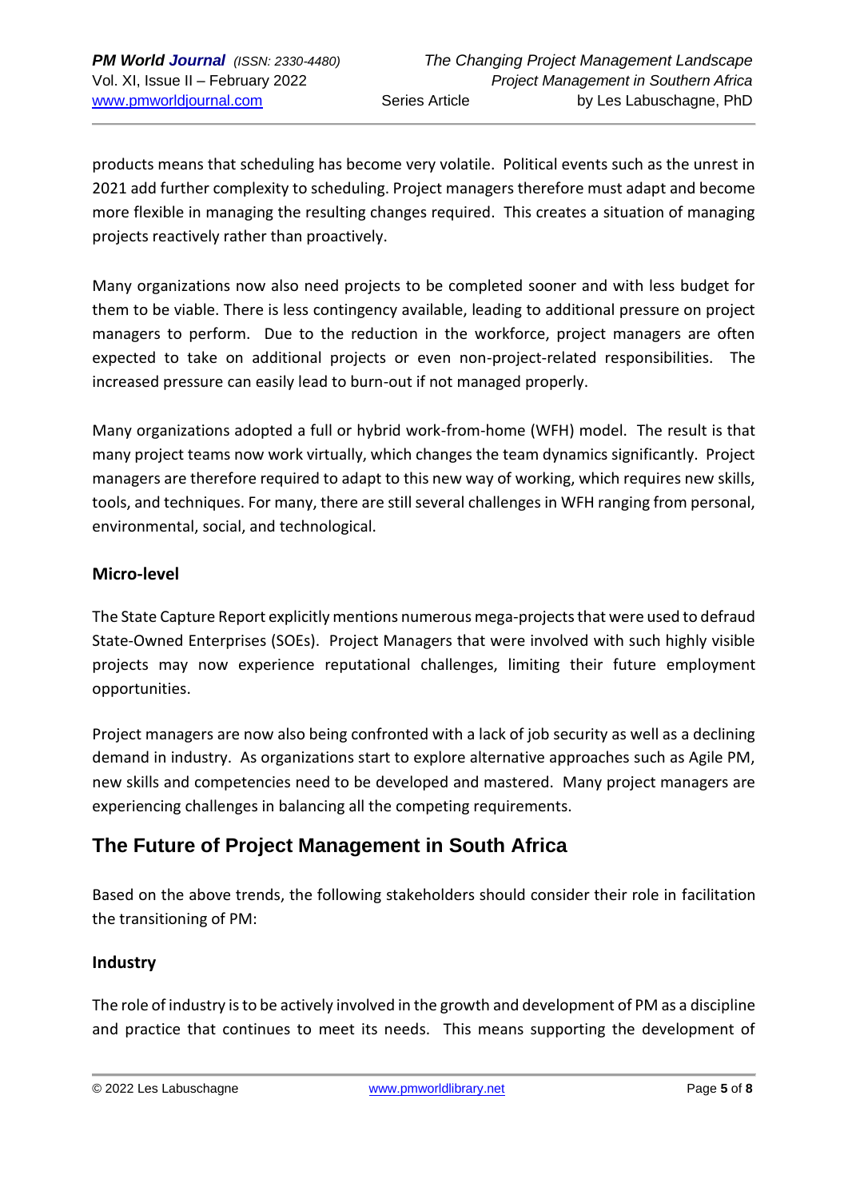products means that scheduling has become very volatile. Political events such as the unrest in 2021 add further complexity to scheduling. Project managers therefore must adapt and become more flexible in managing the resulting changes required. This creates a situation of managing projects reactively rather than proactively.

Many organizations now also need projects to be completed sooner and with less budget for them to be viable. There is less contingency available, leading to additional pressure on project managers to perform. Due to the reduction in the workforce, project managers are often expected to take on additional projects or even non-project-related responsibilities. The increased pressure can easily lead to burn-out if not managed properly.

Many organizations adopted a full or hybrid work-from-home (WFH) model. The result is that many project teams now work virtually, which changes the team dynamics significantly. Project managers are therefore required to adapt to this new way of working, which requires new skills, tools, and techniques. For many, there are still several challenges in WFH ranging from personal, environmental, social, and technological.

### Micro-level

The State Capture Report explicitly mentions numerous mega-projects that were used to defraud State-Owned Enterprises (SOEs). Project Managers that were involved with such highly visible projects may now experience reputational challenges, limiting their future employment opportunities.

Project managers are now also being confronted with a lack of job security as well as a declining demand in industry. As organizations start to explore alternative approaches such as Agile PM, new skills and competencies need to be developed and mastered. Many project managers are experiencing challenges in balancing all the competing requirements.

## The Future of Project Management in South Africa

Based on the above trends, the following stakeholders should consider their role in facilitation the transitioning of PM:

### Industry

The role of industry is to be actively involved in the growth and development of PM as a discipline and practice that continues to meet its needs. This means supporting the development of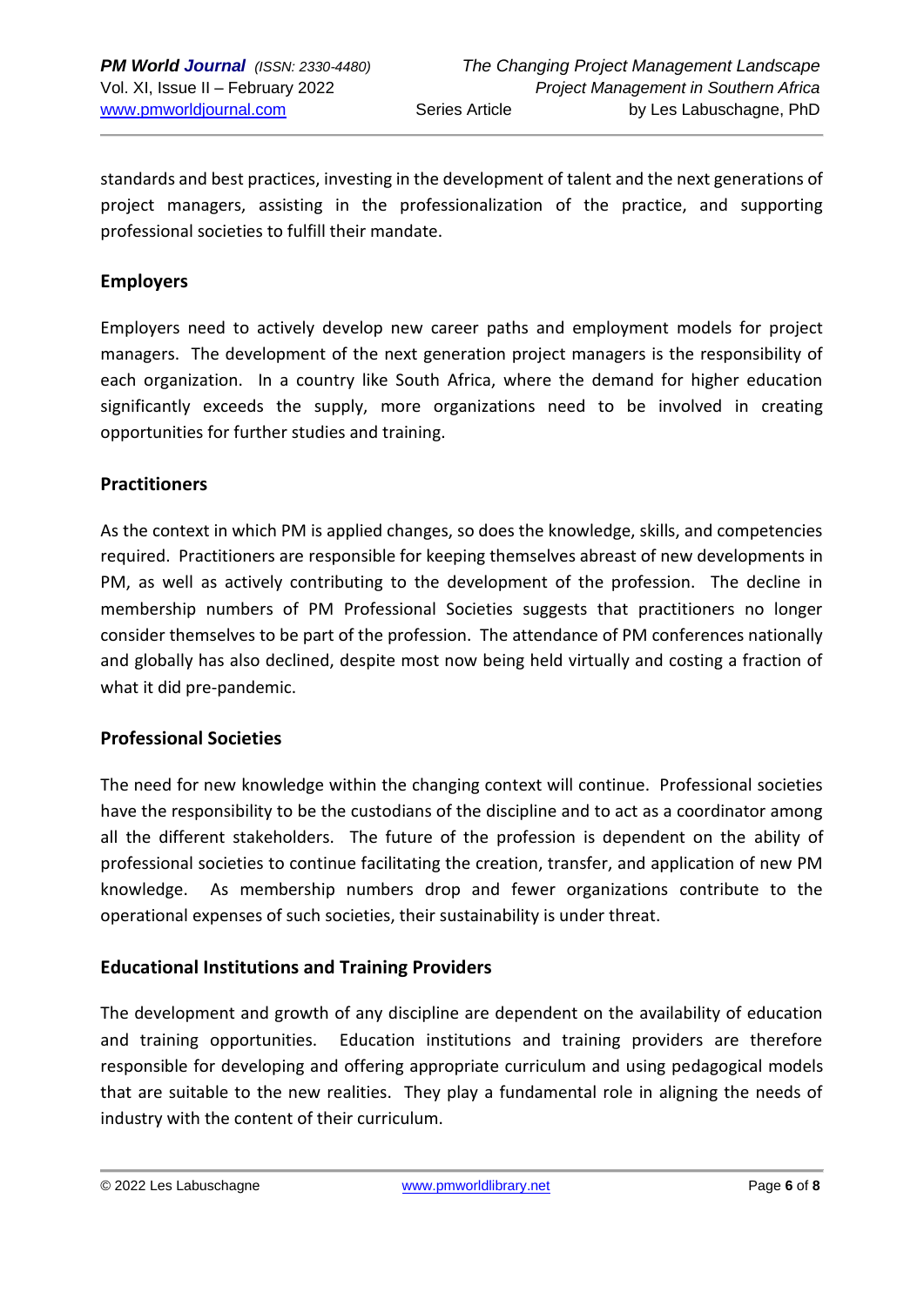standards and best practices, investing in the development of talent and the next generations of project managers, assisting in the professionalization of the practice, and supporting professional societies to fulfill their mandate.

### Employers

Employers need to actively develop new career paths and employment models for project managers. The development of the next generation project managers is the responsibility of each organization. In a country like South Africa, where the demand for higher education significantly exceeds the supply, more organizations need to be involved in creating opportunities for further studies and training.

### Practitioners

As the context in which PM is applied changes, so does the knowledge, skills, and competencies required. Practitioners are responsible for keeping themselves abreast of new developments in PM, as well as actively contributing to the development of the profession. The decline in membership numbers of PM Professional Societies suggests that practitioners no longer consider themselves to be part of the profession. The attendance of PM conferences nationally and globally has also declined, despite most now being held virtually and costing a fraction of what it did pre-pandemic.

### Professional Societies

The need for new knowledge within the changing context will continue. Professional societies have the responsibility to be the custodians of the discipline and to act as a coordinator among all the different stakeholders. The future of the profession is dependent on the ability of professional societies to continue facilitating the creation, transfer, and application of new PM knowledge. As membership numbers drop and fewer organizations contribute to the operational expenses of such societies, their sustainability is under threat.

### Educational Institutions and Training Providers

The development and growth of any discipline are dependent on the availability of education and training opportunities. Education institutions and training providers are therefore responsible for developing and offering appropriate curriculum and using pedagogical models that are suitable to the new realities. They play a fundamental role in aligning the needs of industry with the content of their curriculum.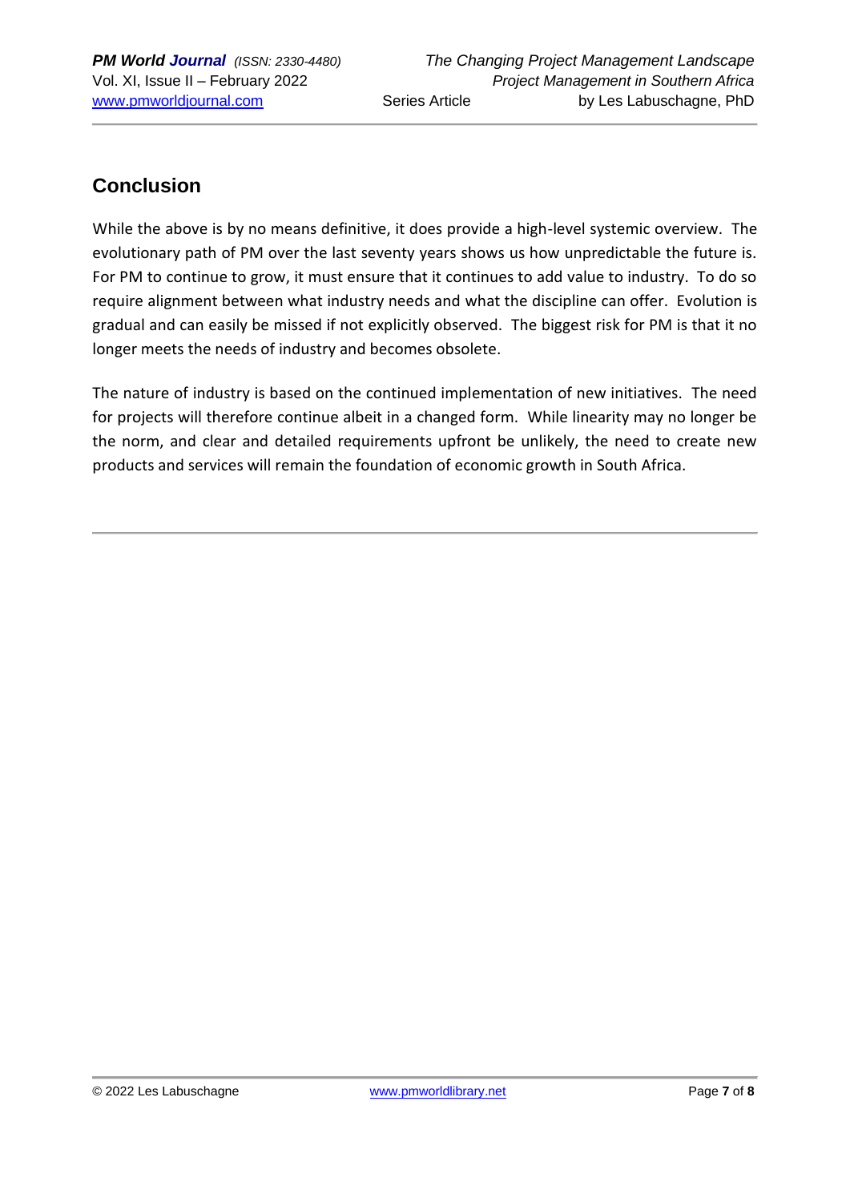## Conclusion

While the above is by no means definitive, it does provide a high-level systemic overview. The evolutionary path of PM over the last seventy years shows us how unpredictable the future is. For PM to continue to grow, it must ensure that it continues to add value to industry. To do so require alignment between what industry needs and what the discipline can offer. Evolution is gradual and can easily be missed if not explicitly observed. The biggest risk for PM is that it no longer meets the needs of industry and becomes obsolete.

The nature of industry is based on the continued implementation of new initiatives. The need for projects will therefore continue albeit in a changed form. While linearity may no longer be the norm, and clear and detailed requirements upfront be unlikely, the need to create new products and services will remain the foundation of economic growth in South Africa.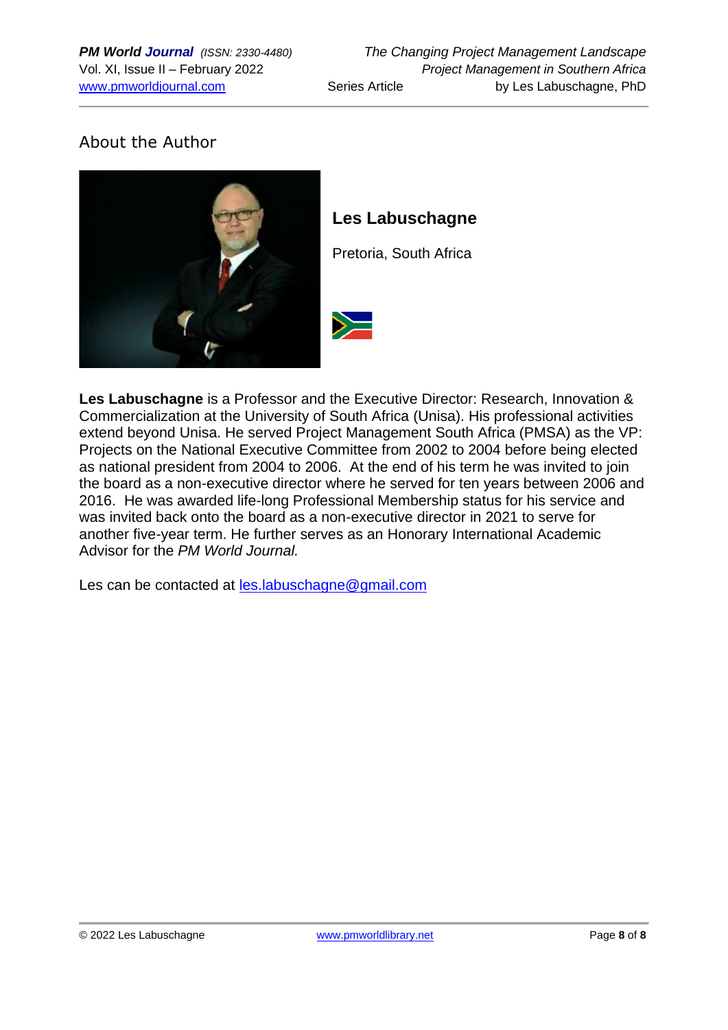## About the Author

**Les Labuschagne**

Pretoria, South Africa

**Les Labuschagne** is a Professor and the Executive Director: Research, Innovation & Commercialization at the University of South Africa (Unisa). His professional activities extend beyond Unisa. He served Project Management South Africa (PMSA) as the VP: Projects on the National Executive Committee from 2002 to 2004 before being elected as national president from 2004 to 2006. At the end of his term he was invited to join the board as a non-executive director where he served for ten years between 2006 and 2016. He was awarded life-long Professional Membership status for his service and was invited back onto the board as a non-executive director in 2021 to serve for another five-year term. He further serves as an Honorary International Academic Advisor for the *PM World Journal.*

Les can be contacted at les.labuschagne@gmail.com